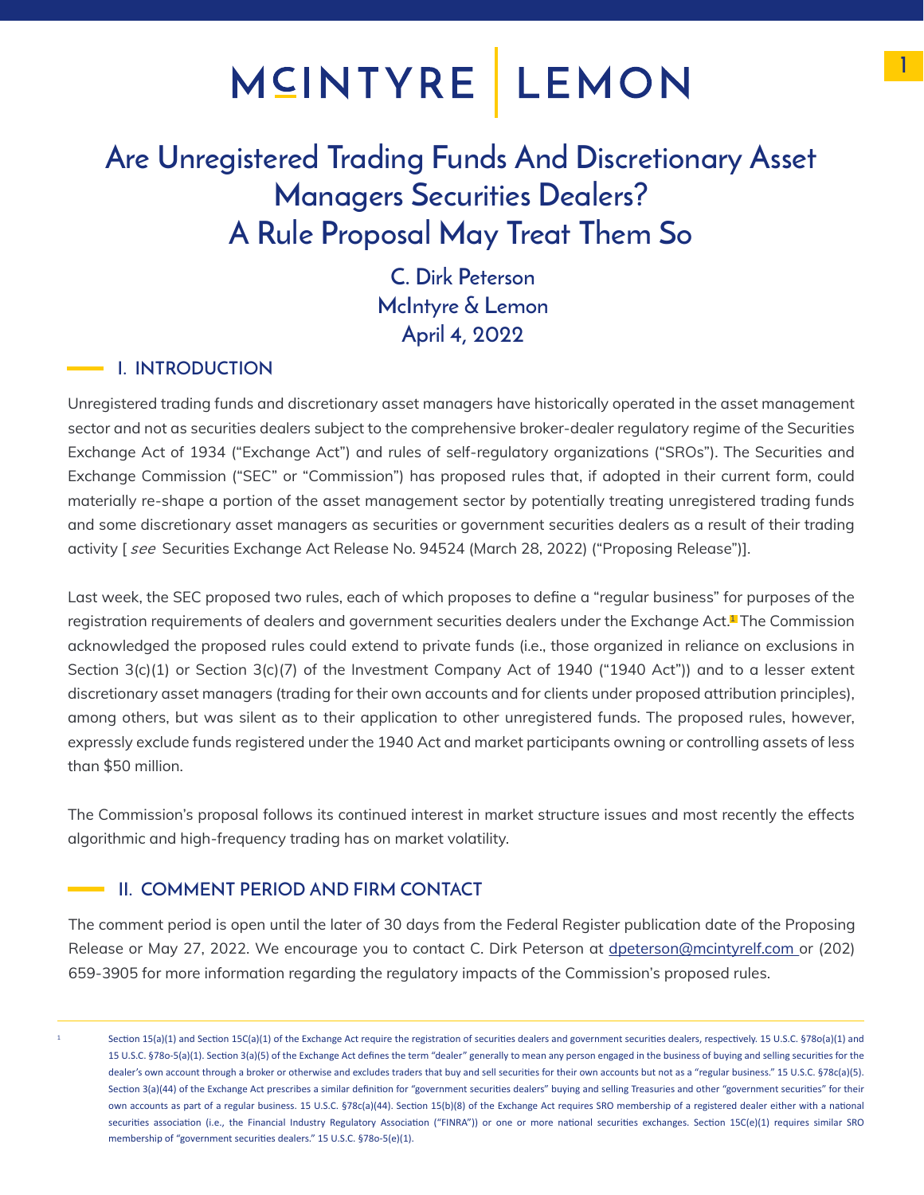# MCINTYRE | LEMON

# Are Unregistered Trading Funds And Discretionary Asset Managers Securities Dealers? A Rule Proposal May Treat Them So

**C. Dirk Peterson**
**McIntyre & Lemon**
**April 4, 2022**

## I. INTRODUCTION

Unregistered trading funds and discretionary asset managers have historically operated in the asset management sector and not as securities dealers subject to the comprehensive broker-dealer regulatory regime of the Securities Exchange Act of 1934 ("Exchange Act") and rules of self-regulatory organizations ("SROs"). The Securities and Exchange Commission ("SEC" or "Commission") has proposed rules that, if adopted in their current form, could materially re-shape a portion of the asset management sector by potentially treating unregistered trading funds and some discretionary asset managers as securities or government securities dealers as a result of their trading activity [ *see* Securities Exchange Act Release No. 94524 (March 28, 2022) ("Proposing Release")].

Last week, the SEC proposed two rules, each of which proposes to define a "regular business" for purposes of the registration requirements of dealers and government securities dealers under the Exchange Act.[1] The Commission acknowledged the proposed rules could extend to private funds (i.e., those organized in reliance on exclusions in Section 3(c)(1) or Section 3(c)(7) of the Investment Company Act of 1940 ("1940 Act")) and to a lesser extent discretionary asset managers (trading for their own accounts and for clients under proposed attribution principles), among others, but was silent as to their application to other unregistered funds. The proposed rules, however, expressly exclude funds registered under the 1940 Act and market participants owning or controlling assets of less than $50 million.

The Commission's proposal follows its continued interest in market structure issues and most recently the effects algorithmic and high-frequency trading has on market volatility.

## II. COMMENT PERIOD AND FIRM CONTACT

The comment period is open until the later of 30 days from the Federal Register publication date of the Proposing Release or May 27, 2022. We encourage you to contact C. Dirk Peterson at dpeterson@mcintyrelf.com or (202) 659-3905 for more information regarding the regulatory impacts of the Commission's proposed rules.

---

[1] Section 15(a)(1) and Section 15C(a)(1) of the Exchange Act require the registration of securities dealers and government securities dealers, respectively. 15 U.S.C. §78o(a)(1) and 15 U.S.C. §78o-5(a)(1). Section 3(a)(5) of the Exchange Act defines the term "dealer" generally to mean any person engaged in the business of buying and selling securities for the dealer's own account through a broker or otherwise and excludes traders that buy and sell securities for their own accounts but not as a "regular business." 15 U.S.C. §78c(a)(5). Section 3(a)(44) of the Exchange Act prescribes a similar definition for "government securities dealers" buying and selling Treasuries and other "government securities" for their own accounts as part of a regular business. 15 U.S.C. §78c(a)(44). Section 15(b)(8) of the Exchange Act requires SRO membership of a registered dealer either with a national securities association (i.e., the Financial Industry Regulatory Association ("FINRA")) or one or more national securities exchanges. Section 15C(e)(1) requires similar SRO membership of "government securities dealers." 15 U.S.C. §78o-5(e)(1).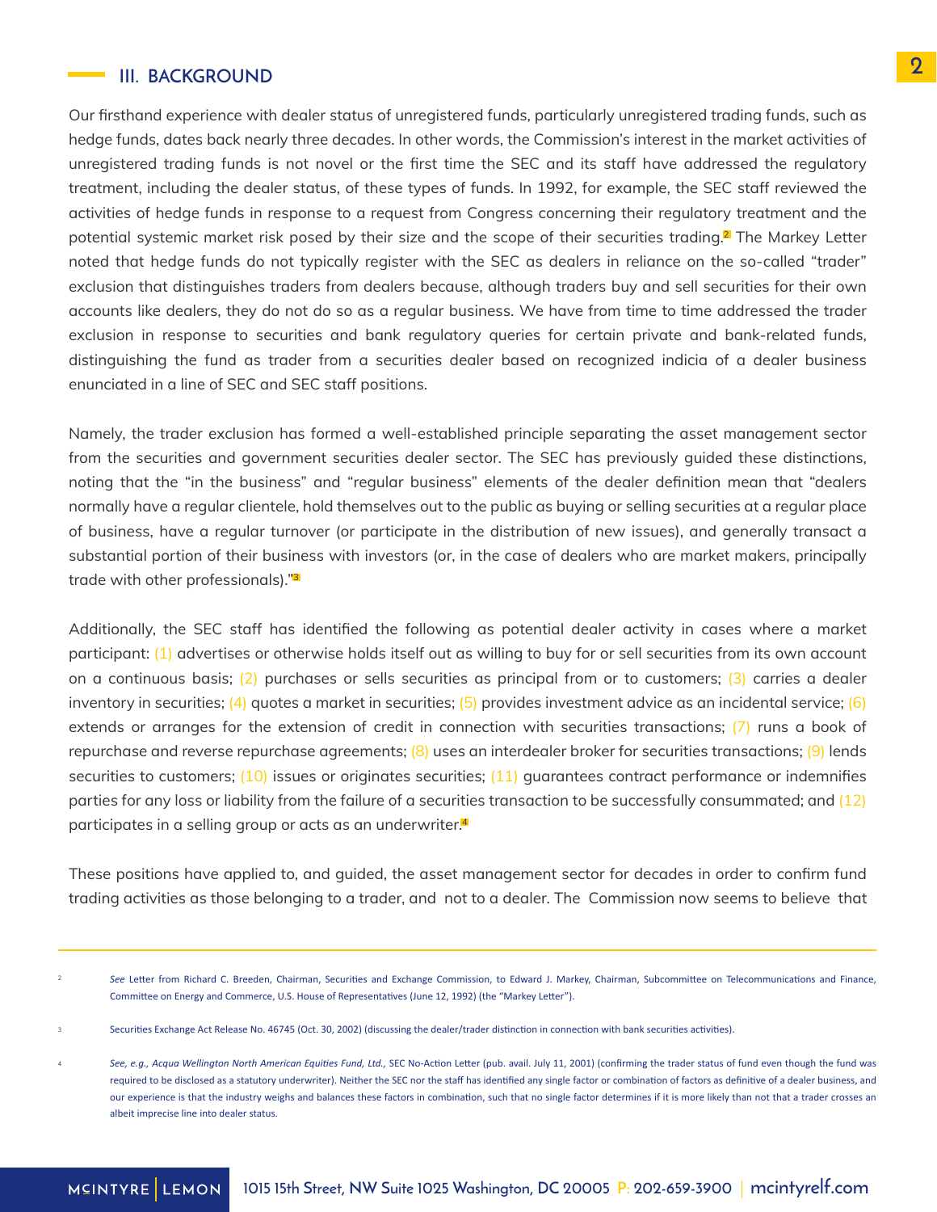## III. BACKGROUND

Our firsthand experience with dealer status of unregistered funds, particularly unregistered trading funds, such as hedge funds, dates back nearly three decades. In other words, the Commission's interest in the market activities of unregistered trading funds is not novel or the first time the SEC and its staff have addressed the regulatory treatment, including the dealer status, of these types of funds. In 1992, for example, the SEC staff reviewed the activities of hedge funds in response to a request from Congress concerning their regulatory treatment and the potential systemic market risk posed by their size and the scope of their securities trading.[2] The Markey Letter noted that hedge funds do not typically register with the SEC as dealers in reliance on the so-called "trader" exclusion that distinguishes traders from dealers because, although traders buy and sell securities for their own accounts like dealers, they do not do so as a regular business. We have from time to time addressed the trader exclusion in response to securities and bank regulatory queries for certain private and bank-related funds, distinguishing the fund as trader from a securities dealer based on recognized indicia of a dealer business enunciated in a line of SEC and SEC staff positions.

Namely, the trader exclusion has formed a well-established principle separating the asset management sector from the securities and government securities dealer sector. The SEC has previously guided these distinctions, noting that the "in the business" and "regular business" elements of the dealer definition mean that "dealers normally have a regular clientele, hold themselves out to the public as buying or selling securities at a regular place of business, have a regular turnover (or participate in the distribution of new issues), and generally transact a substantial portion of their business with investors (or, in the case of dealers who are market makers, principally trade with other professionals)."[3]

Additionally, the SEC staff has identified the following as potential dealer activity in cases where a market participant: (1) advertises or otherwise holds itself out as willing to buy for or sell securities from its own account on a continuous basis; (2) purchases or sells securities as principal from or to customers; (3) carries a dealer inventory in securities; (4) quotes a market in securities; (5) provides investment advice as an incidental service; (6) extends or arranges for the extension of credit in connection with securities transactions; (7) runs a book of repurchase and reverse repurchase agreements; (8) uses an interdealer broker for securities transactions; (9) lends securities to customers; (10) issues or originates securities; (11) guarantees contract performance or indemnifies parties for any loss or liability from the failure of a securities transaction to be successfully consummated; and (12) participates in a selling group or acts as an underwriter.[4]

These positions have applied to, and guided, the asset management sector for decades in order to confirm fund trading activities as those belonging to a trader, and not to a dealer. The Commission now seems to believe that

---

[2] *See* Letter from Richard C. Breeden, Chairman, Securities and Exchange Commission, to Edward J. Markey, Chairman, Subcommittee on Telecommunications and Finance, Committee on Energy and Commerce, U.S. House of Representatives (June 12, 1992) (the "Markey Letter").

[3] Securities Exchange Act Release No. 46745 (Oct. 30, 2002) (discussing the dealer/trader distinction in connection with bank securities activities).

[4] *See, e.g., Acqua Wellington North American Equities Fund, Ltd.,* SEC No-Action Letter (pub. avail. July 11, 2001) (confirming the trader status of fund even though the fund was required to be disclosed as a statutory underwriter). Neither the SEC nor the staff has identified any single factor or combination of factors as definitive of a dealer business, and our experience is that the industry weighs and balances these factors in combination, such that no single factor determines if it is more likely than not that a trader crosses an albeit imprecise line into dealer status.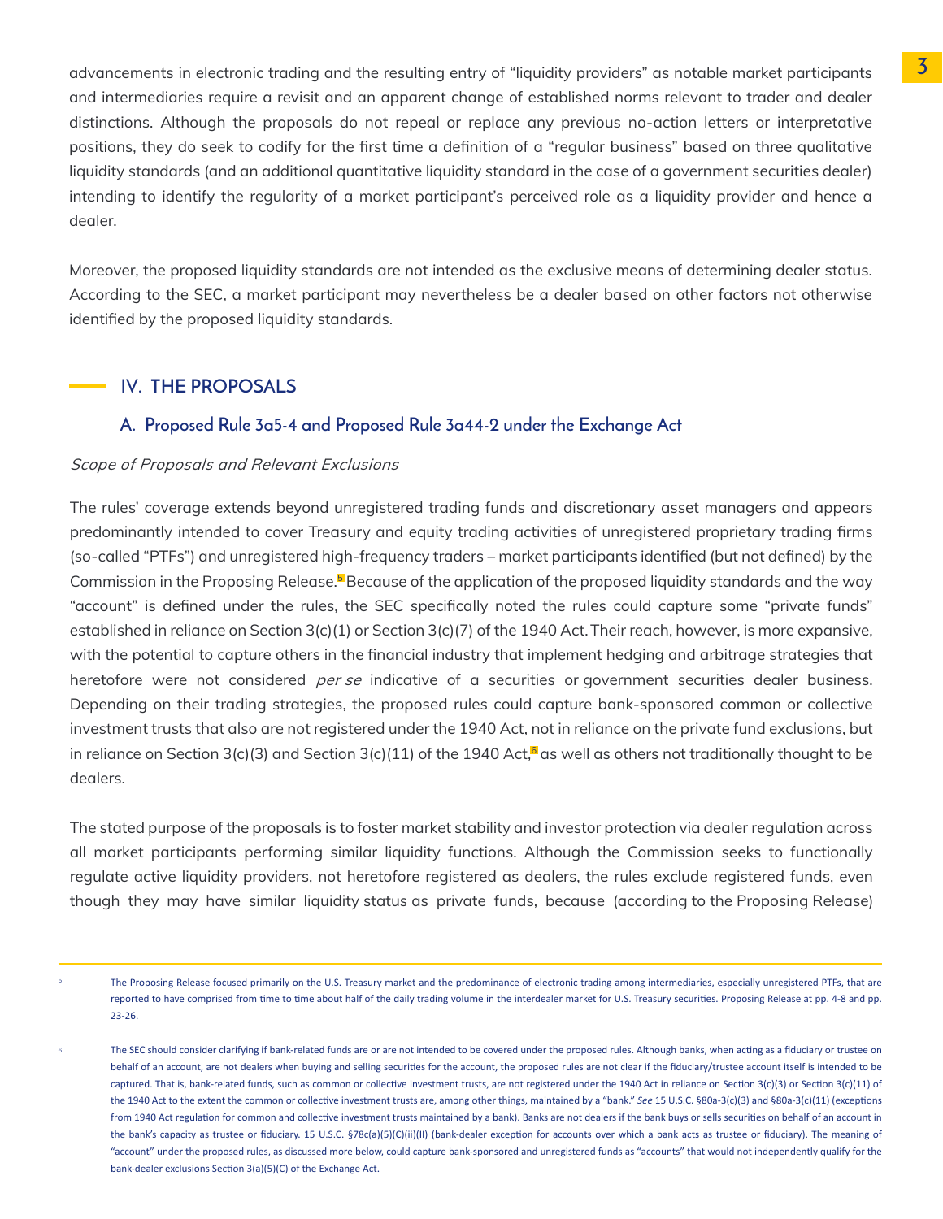advancements in electronic trading and the resulting entry of "liquidity providers" as notable market participants and intermediaries require a revisit and an apparent change of established norms relevant to trader and dealer distinctions. Although the proposals do not repeal or replace any previous no-action letters or interpretative positions, they do seek to codify for the first time a definition of a "regular business" based on three qualitative liquidity standards (and an additional quantitative liquidity standard in the case of a government securities dealer) intending to identify the regularity of a market participant's perceived role as a liquidity provider and hence a dealer.

Moreover, the proposed liquidity standards are not intended as the exclusive means of determining dealer status. According to the SEC, a market participant may nevertheless be a dealer based on other factors not otherwise identified by the proposed liquidity standards.

## IV. THE PROPOSALS

### A. Proposed Rule 3a5-4 and Proposed Rule 3a44-2 under the Exchange Act

*Scope of Proposals and Relevant Exclusions*

The rules' coverage extends beyond unregistered trading funds and discretionary asset managers and appears predominantly intended to cover Treasury and equity trading activities of unregistered proprietary trading firms (so-called "PTFs") and unregistered high-frequency traders – market participants identified (but not defined) by the Commission in the Proposing Release.[5] Because of the application of the proposed liquidity standards and the way "account" is defined under the rules, the SEC specifically noted the rules could capture some "private funds" established in reliance on Section 3(c)(1) or Section 3(c)(7) of the 1940 Act. Their reach, however, is more expansive, with the potential to capture others in the financial industry that implement hedging and arbitrage strategies that heretofore were not considered *per se* indicative of a securities or government securities dealer business. Depending on their trading strategies, the proposed rules could capture bank-sponsored common or collective investment trusts that also are not registered under the 1940 Act, not in reliance on the private fund exclusions, but in reliance on Section 3(c)(3) and Section 3(c)(11) of the 1940 Act,[6] as well as others not traditionally thought to be dealers.

The stated purpose of the proposals is to foster market stability and investor protection via dealer regulation across all market participants performing similar liquidity functions. Although the Commission seeks to functionally regulate active liquidity providers, not heretofore registered as dealers, the rules exclude registered funds, even though they may have similar liquidity status as private funds, because (according to the Proposing Release)

---

[5] The Proposing Release focused primarily on the U.S. Treasury market and the predominance of electronic trading among intermediaries, especially unregistered PTFs, that are reported to have comprised from time to time about half of the daily trading volume in the interdealer market for U.S. Treasury securities. Proposing Release at pp. 4-8 and pp. 23-26.

[6] The SEC should consider clarifying if bank-related funds are or are not intended to be covered under the proposed rules. Although banks, when acting as a fiduciary or trustee on behalf of an account, are not dealers when buying and selling securities for the account, the proposed rules are not clear if the fiduciary/trustee account itself is intended to be captured. That is, bank-related funds, such as common or collective investment trusts, are not registered under the 1940 Act in reliance on Section 3(c)(3) or Section 3(c)(11) of the 1940 Act to the extent the common or collective investment trusts are, among other things, maintained by a "bank." *See* 15 U.S.C. §80a-3(c)(3) and §80a-3(c)(11) (exceptions from 1940 Act regulation for common and collective investment trusts maintained by a bank). Banks are not dealers if the bank buys or sells securities on behalf of an account in the bank's capacity as trustee or fiduciary. 15 U.S.C. §78c(a)(5)(C)(ii)(II) (bank-dealer exception for accounts over which a bank acts as trustee or fiduciary). The meaning of "account" under the proposed rules, as discussed more below, could capture bank-sponsored and unregistered funds as "accounts" that would not independently qualify for the bank-dealer exclusions Section 3(a)(5)(C) of the Exchange Act.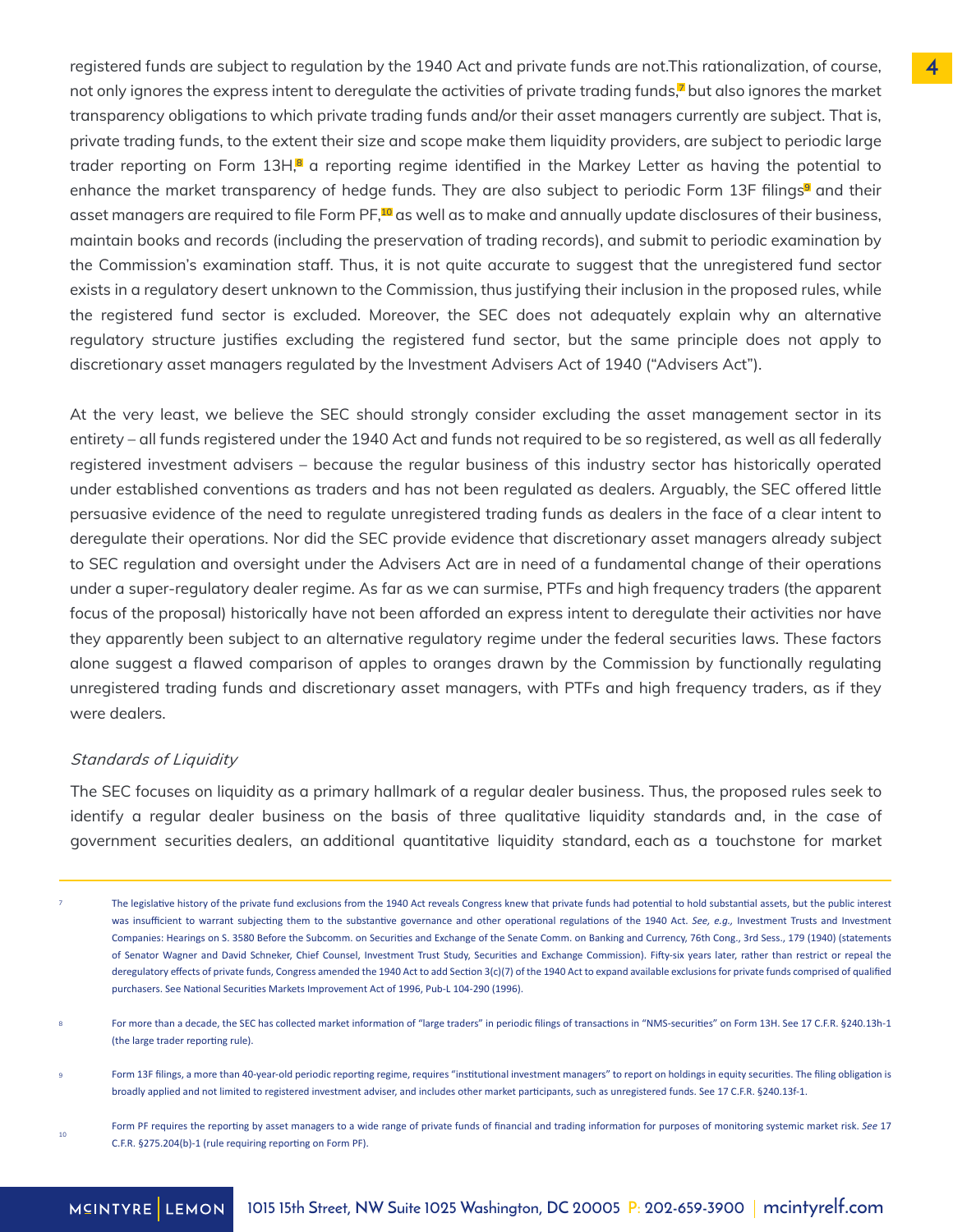registered funds are subject to regulation by the 1940 Act and private funds are not.This rationalization, of course, not only ignores the express intent to deregulate the activities of private trading funds,[7] but also ignores the market transparency obligations to which private trading funds and/or their asset managers currently are subject. That is, private trading funds, to the extent their size and scope make them liquidity providers, are subject to periodic large trader reporting on Form 13H,[8] a reporting regime identified in the Markey Letter as having the potential to enhance the market transparency of hedge funds. They are also subject to periodic Form 13F filings[9] and their asset managers are required to file Form PF,[10] as well as to make and annually update disclosures of their business, maintain books and records (including the preservation of trading records), and submit to periodic examination by the Commission's examination staff. Thus, it is not quite accurate to suggest that the unregistered fund sector exists in a regulatory desert unknown to the Commission, thus justifying their inclusion in the proposed rules, while the registered fund sector is excluded. Moreover, the SEC does not adequately explain why an alternative regulatory structure justifies excluding the registered fund sector, but the same principle does not apply to discretionary asset managers regulated by the Investment Advisers Act of 1940 ("Advisers Act").

At the very least, we believe the SEC should strongly consider excluding the asset management sector in its entirety – all funds registered under the 1940 Act and funds not required to be so registered, as well as all federally registered investment advisers – because the regular business of this industry sector has historically operated under established conventions as traders and has not been regulated as dealers. Arguably, the SEC offered little persuasive evidence of the need to regulate unregistered trading funds as dealers in the face of a clear intent to deregulate their operations. Nor did the SEC provide evidence that discretionary asset managers already subject to SEC regulation and oversight under the Advisers Act are in need of a fundamental change of their operations under a super-regulatory dealer regime. As far as we can surmise, PTFs and high frequency traders (the apparent focus of the proposal) historically have not been afforded an express intent to deregulate their activities nor have they apparently been subject to an alternative regulatory regime under the federal securities laws. These factors alone suggest a flawed comparison of apples to oranges drawn by the Commission by functionally regulating unregistered trading funds and discretionary asset managers, with PTFs and high frequency traders, as if they were dealers.

*Standards of Liquidity*

The SEC focuses on liquidity as a primary hallmark of a regular dealer business. Thus, the proposed rules seek to identify a regular dealer business on the basis of three qualitative liquidity standards and, in the case of government securities dealers, an additional quantitative liquidity standard, each as a touchstone for market

---

[7] The legislative history of the private fund exclusions from the 1940 Act reveals Congress knew that private funds had potential to hold substantial assets, but the public interest was insufficient to warrant subjecting them to the substantive governance and other operational regulations of the 1940 Act. *See, e.g.,* Investment Trusts and Investment Companies: Hearings on S. 3580 Before the Subcomm. on Securities and Exchange of the Senate Comm. on Banking and Currency, 76th Cong., 3rd Sess., 179 (1940) (statements of Senator Wagner and David Schneker, Chief Counsel, Investment Trust Study, Securities and Exchange Commission). Fifty-six years later, rather than restrict or repeal the deregulatory effects of private funds, Congress amended the 1940 Act to add Section 3(c)(7) of the 1940 Act to expand available exclusions for private funds comprised of qualified purchasers. See National Securities Markets Improvement Act of 1996, Pub-L 104-290 (1996).

[8] For more than a decade, the SEC has collected market information of "large traders" in periodic filings of transactions in "NMS-securities" on Form 13H. See 17 C.F.R. §240.13h-1 (the large trader reporting rule).

[9] Form 13F filings, a more than 40-year-old periodic reporting regime, requires "institutional investment managers" to report on holdings in equity securities. The filing obligation is broadly applied and not limited to registered investment adviser, and includes other market participants, such as unregistered funds. See 17 C.F.R. §240.13f-1.

[10] Form PF requires the reporting by asset managers to a wide range of private funds of financial and trading information for purposes of monitoring systemic market risk. *See* 17 C.F.R. §275.204(b)-1 (rule requiring reporting on Form PF).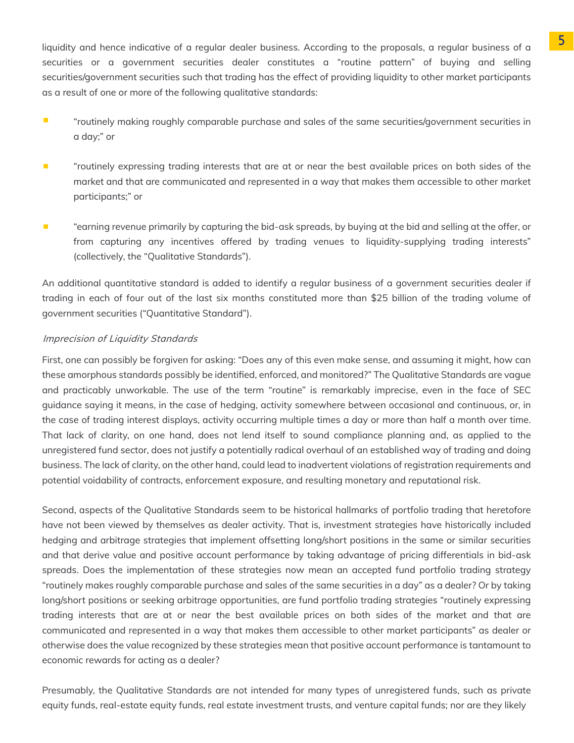liquidity and hence indicative of a regular dealer business. According to the proposals, a regular business of a securities or a government securities dealer constitutes a "routine pattern" of buying and selling securities/government securities such that trading has the effect of providing liquidity to other market participants as a result of one or more of the following qualitative standards:

- "routinely making roughly comparable purchase and sales of the same securities/government securities in a day;" or
- "routinely expressing trading interests that are at or near the best available prices on both sides of the market and that are communicated and represented in a way that makes them accessible to other market participants;" or
- "earning revenue primarily by capturing the bid-ask spreads, by buying at the bid and selling at the offer, or from capturing any incentives offered by trading venues to liquidity-supplying trading interests" (collectively, the "Qualitative Standards").

An additional quantitative standard is added to identify a regular business of a government securities dealer if trading in each of four out of the last six months constituted more than $25 billion of the trading volume of government securities ("Quantitative Standard").

*Imprecision of Liquidity Standards*

First, one can possibly be forgiven for asking: "Does any of this even make sense, and assuming it might, how can these amorphous standards possibly be identified, enforced, and monitored?" The Qualitative Standards are vague and practicably unworkable. The use of the term "routine" is remarkably imprecise, even in the face of SEC guidance saying it means, in the case of hedging, activity somewhere between occasional and continuous, or, in the case of trading interest displays, activity occurring multiple times a day or more than half a month over time. That lack of clarity, on one hand, does not lend itself to sound compliance planning and, as applied to the unregistered fund sector, does not justify a potentially radical overhaul of an established way of trading and doing business. The lack of clarity, on the other hand, could lead to inadvertent violations of registration requirements and potential voidability of contracts, enforcement exposure, and resulting monetary and reputational risk.

Second, aspects of the Qualitative Standards seem to be historical hallmarks of portfolio trading that heretofore have not been viewed by themselves as dealer activity. That is, investment strategies have historically included hedging and arbitrage strategies that implement offsetting long/short positions in the same or similar securities and that derive value and positive account performance by taking advantage of pricing differentials in bid-ask spreads. Does the implementation of these strategies now mean an accepted fund portfolio trading strategy "routinely makes roughly comparable purchase and sales of the same securities in a day" as a dealer? Or by taking long/short positions or seeking arbitrage opportunities, are fund portfolio trading strategies "routinely expressing trading interests that are at or near the best available prices on both sides of the market and that are communicated and represented in a way that makes them accessible to other market participants" as dealer or otherwise does the value recognized by these strategies mean that positive account performance is tantamount to economic rewards for acting as a dealer?

Presumably, the Qualitative Standards are not intended for many types of unregistered funds, such as private equity funds, real-estate equity funds, real estate investment trusts, and venture capital funds; nor are they likely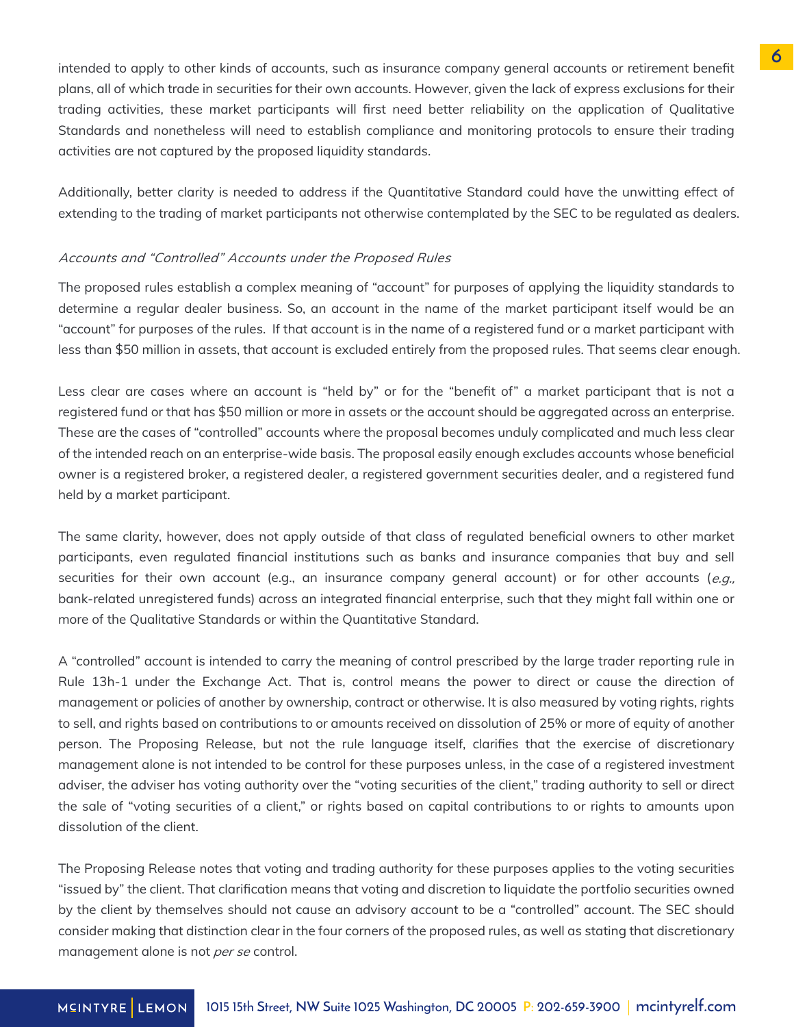intended to apply to other kinds of accounts, such as insurance company general accounts or retirement benefit plans, all of which trade in securities for their own accounts. However, given the lack of express exclusions for their trading activities, these market participants will first need better reliability on the application of Qualitative Standards and nonetheless will need to establish compliance and monitoring protocols to ensure their trading activities are not captured by the proposed liquidity standards.

Additionally, better clarity is needed to address if the Quantitative Standard could have the unwitting effect of extending to the trading of market participants not otherwise contemplated by the SEC to be regulated as dealers.

*Accounts and "Controlled" Accounts under the Proposed Rules*

The proposed rules establish a complex meaning of "account" for purposes of applying the liquidity standards to determine a regular dealer business. So, an account in the name of the market participant itself would be an "account" for purposes of the rules. If that account is in the name of a registered fund or a market participant with less than $50 million in assets, that account is excluded entirely from the proposed rules. That seems clear enough.

Less clear are cases where an account is "held by" or for the "benefit of" a market participant that is not a registered fund or that has $50 million or more in assets or the account should be aggregated across an enterprise. These are the cases of "controlled" accounts where the proposal becomes unduly complicated and much less clear of the intended reach on an enterprise-wide basis. The proposal easily enough excludes accounts whose beneficial owner is a registered broker, a registered dealer, a registered government securities dealer, and a registered fund held by a market participant.

The same clarity, however, does not apply outside of that class of regulated beneficial owners to other market participants, even regulated financial institutions such as banks and insurance companies that buy and sell securities for their own account (e.g., an insurance company general account) or for other accounts (*e.g.,* bank-related unregistered funds) across an integrated financial enterprise, such that they might fall within one or more of the Qualitative Standards or within the Quantitative Standard.

A "controlled" account is intended to carry the meaning of control prescribed by the large trader reporting rule in Rule 13h-1 under the Exchange Act. That is, control means the power to direct or cause the direction of management or policies of another by ownership, contract or otherwise. It is also measured by voting rights, rights to sell, and rights based on contributions to or amounts received on dissolution of 25% or more of equity of another person. The Proposing Release, but not the rule language itself, clarifies that the exercise of discretionary management alone is not intended to be control for these purposes unless, in the case of a registered investment adviser, the adviser has voting authority over the "voting securities of the client," trading authority to sell or direct the sale of "voting securities of a client," or rights based on capital contributions to or rights to amounts upon dissolution of the client.

The Proposing Release notes that voting and trading authority for these purposes applies to the voting securities "issued by" the client. That clarification means that voting and discretion to liquidate the portfolio securities owned by the client by themselves should not cause an advisory account to be a "controlled" account. The SEC should consider making that distinction clear in the four corners of the proposed rules, as well as stating that discretionary management alone is not *per se* control.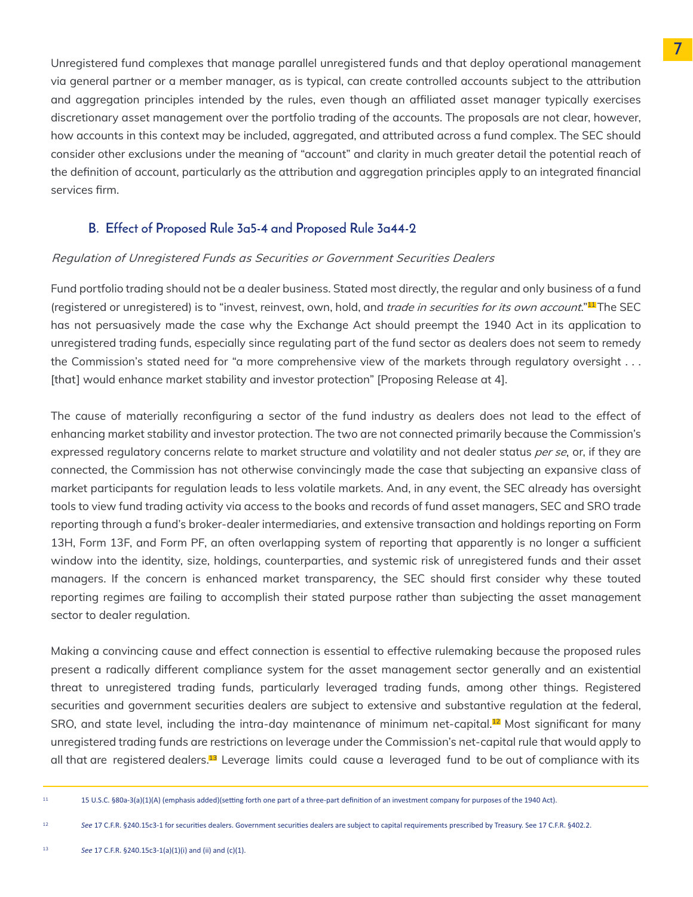Unregistered fund complexes that manage parallel unregistered funds and that deploy operational management via general partner or a member manager, as is typical, can create controlled accounts subject to the attribution and aggregation principles intended by the rules, even though an affiliated asset manager typically exercises discretionary asset management over the portfolio trading of the accounts. The proposals are not clear, however, how accounts in this context may be included, aggregated, and attributed across a fund complex. The SEC should consider other exclusions under the meaning of "account" and clarity in much greater detail the potential reach of the definition of account, particularly as the attribution and aggregation principles apply to an integrated financial services firm.

### B. Effect of Proposed Rule 3a5-4 and Proposed Rule 3a44-2

*Regulation of Unregistered Funds as Securities or Government Securities Dealers*

Fund portfolio trading should not be a dealer business. Stated most directly, the regular and only business of a fund (registered or unregistered) is to "invest, reinvest, own, hold, and *trade in securities for its own account*."[11] The SEC has not persuasively made the case why the Exchange Act should preempt the 1940 Act in its application to unregistered trading funds, especially since regulating part of the fund sector as dealers does not seem to remedy the Commission's stated need for "a more comprehensive view of the markets through regulatory oversight . . . [that] would enhance market stability and investor protection" [Proposing Release at 4].

The cause of materially reconfiguring a sector of the fund industry as dealers does not lead to the effect of enhancing market stability and investor protection. The two are not connected primarily because the Commission's expressed regulatory concerns relate to market structure and volatility and not dealer status *per se*, or, if they are connected, the Commission has not otherwise convincingly made the case that subjecting an expansive class of market participants for regulation leads to less volatile markets. And, in any event, the SEC already has oversight tools to view fund trading activity via access to the books and records of fund asset managers, SEC and SRO trade reporting through a fund's broker-dealer intermediaries, and extensive transaction and holdings reporting on Form 13H, Form 13F, and Form PF, an often overlapping system of reporting that apparently is no longer a sufficient window into the identity, size, holdings, counterparties, and systemic risk of unregistered funds and their asset managers. If the concern is enhanced market transparency, the SEC should first consider why these touted reporting regimes are failing to accomplish their stated purpose rather than subjecting the asset management sector to dealer regulation.

Making a convincing cause and effect connection is essential to effective rulemaking because the proposed rules present a radically different compliance system for the asset management sector generally and an existential threat to unregistered trading funds, particularly leveraged trading funds, among other things. Registered securities and government securities dealers are subject to extensive and substantive regulation at the federal, SRO, and state level, including the intra-day maintenance of minimum net-capital.[12] Most significant for many unregistered trading funds are restrictions on leverage under the Commission's net-capital rule that would apply to all that are registered dealers.[13] Leverage limits could cause a leveraged fund to be out of compliance with its

---

[11] 15 U.S.C. §80a-3(a)(1)(A) (emphasis added)(setting forth one part of a three-part definition of an investment company for purposes of the 1940 Act).

[12] *See* 17 C.F.R. §240.15c3-1 for securities dealers. Government securities dealers are subject to capital requirements prescribed by Treasury. See 17 C.F.R. §402.2.

[13] *See* 17 C.F.R. §240.15c3-1(a)(1)(i) and (ii) and (c)(1).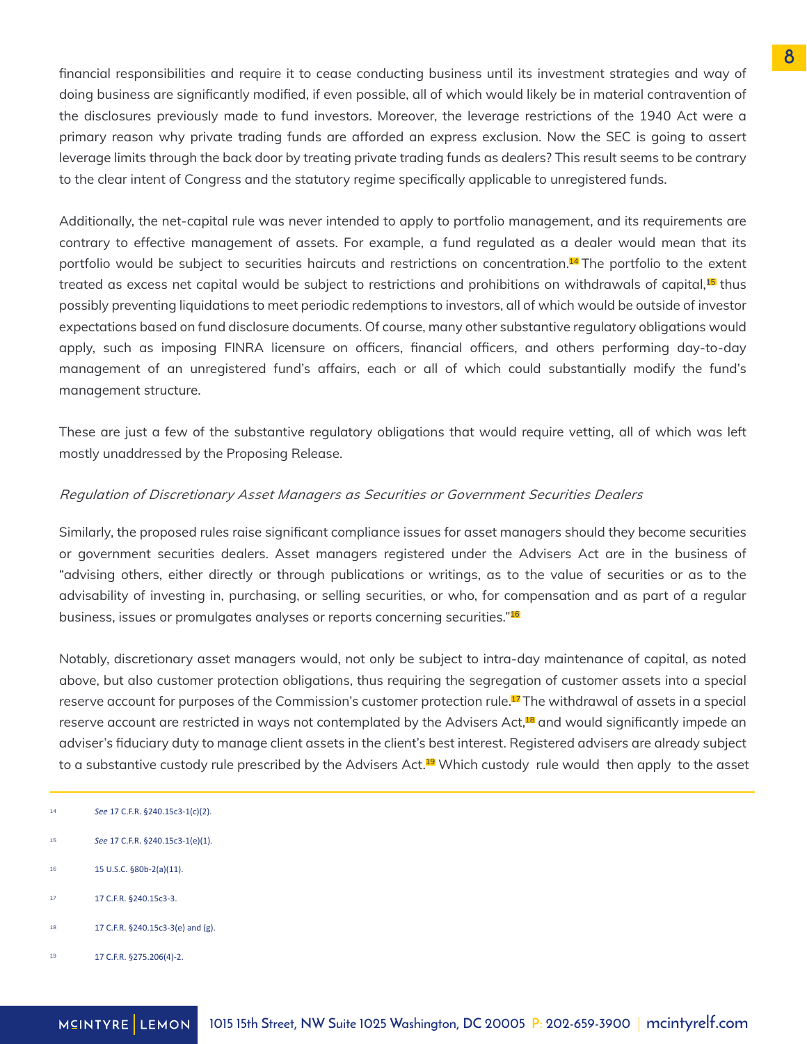financial responsibilities and require it to cease conducting business until its investment strategies and way of doing business are significantly modified, if even possible, all of which would likely be in material contravention of the disclosures previously made to fund investors. Moreover, the leverage restrictions of the 1940 Act were a primary reason why private trading funds are afforded an express exclusion. Now the SEC is going to assert leverage limits through the back door by treating private trading funds as dealers? This result seems to be contrary to the clear intent of Congress and the statutory regime specifically applicable to unregistered funds.

Additionally, the net-capital rule was never intended to apply to portfolio management, and its requirements are contrary to effective management of assets. For example, a fund regulated as a dealer would mean that its portfolio would be subject to securities haircuts and restrictions on concentration.[14] The portfolio to the extent treated as excess net capital would be subject to restrictions and prohibitions on withdrawals of capital,[15] thus possibly preventing liquidations to meet periodic redemptions to investors, all of which would be outside of investor expectations based on fund disclosure documents. Of course, many other substantive regulatory obligations would apply, such as imposing FINRA licensure on officers, financial officers, and others performing day-to-day management of an unregistered fund's affairs, each or all of which could substantially modify the fund's management structure.

These are just a few of the substantive regulatory obligations that would require vetting, all of which was left mostly unaddressed by the Proposing Release.

*Regulation of Discretionary Asset Managers as Securities or Government Securities Dealers*

Similarly, the proposed rules raise significant compliance issues for asset managers should they become securities or government securities dealers. Asset managers registered under the Advisers Act are in the business of "advising others, either directly or through publications or writings, as to the value of securities or as to the advisability of investing in, purchasing, or selling securities, or who, for compensation and as part of a regular business, issues or promulgates analyses or reports concerning securities."[16]

Notably, discretionary asset managers would, not only be subject to intra-day maintenance of capital, as noted above, but also customer protection obligations, thus requiring the segregation of customer assets into a special reserve account for purposes of the Commission's customer protection rule.[17] The withdrawal of assets in a special reserve account are restricted in ways not contemplated by the Advisers Act,[18] and would significantly impede an adviser's fiduciary duty to manage client assets in the client's best interest. Registered advisers are already subject to a substantive custody rule prescribed by the Advisers Act.[19] Which custody rule would then apply to the asset

---

[14] *See* 17 C.F.R. §240.15c3-1(c)(2).

[15] *See* 17 C.F.R. §240.15c3-1(e)(1).

[16] 15 U.S.C. §80b-2(a)(11).

[17] 17 C.F.R. §240.15c3-3.

[18] 17 C.F.R. §240.15c3-3(e) and (g).

[19] 17 C.F.R. §275.206(4)-2.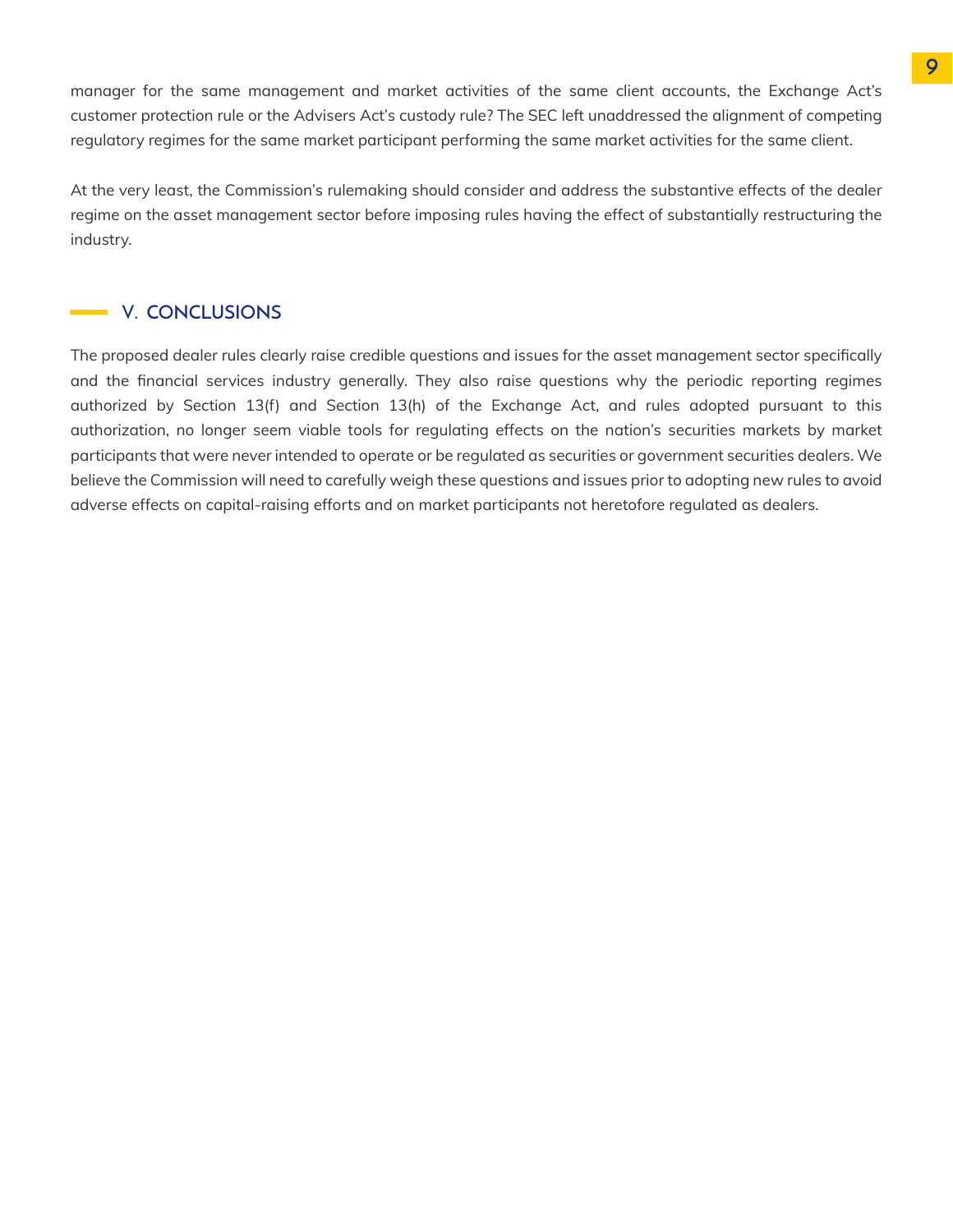manager for the same management and market activities of the same client accounts, the Exchange Act's customer protection rule or the Advisers Act's custody rule? The SEC left unaddressed the alignment of competing regulatory regimes for the same market participant performing the same market activities for the same client.

At the very least, the Commission's rulemaking should consider and address the substantive effects of the dealer regime on the asset management sector before imposing rules having the effect of substantially restructuring the industry.

## V. CONCLUSIONS

The proposed dealer rules clearly raise credible questions and issues for the asset management sector specifically and the financial services industry generally. They also raise questions why the periodic reporting regimes authorized by Section 13(f) and Section 13(h) of the Exchange Act, and rules adopted pursuant to this authorization, no longer seem viable tools for regulating effects on the nation's securities markets by market participants that were never intended to operate or be regulated as securities or government securities dealers. We believe the Commission will need to carefully weigh these questions and issues prior to adopting new rules to avoid adverse effects on capital-raising efforts and on market participants not heretofore regulated as dealers.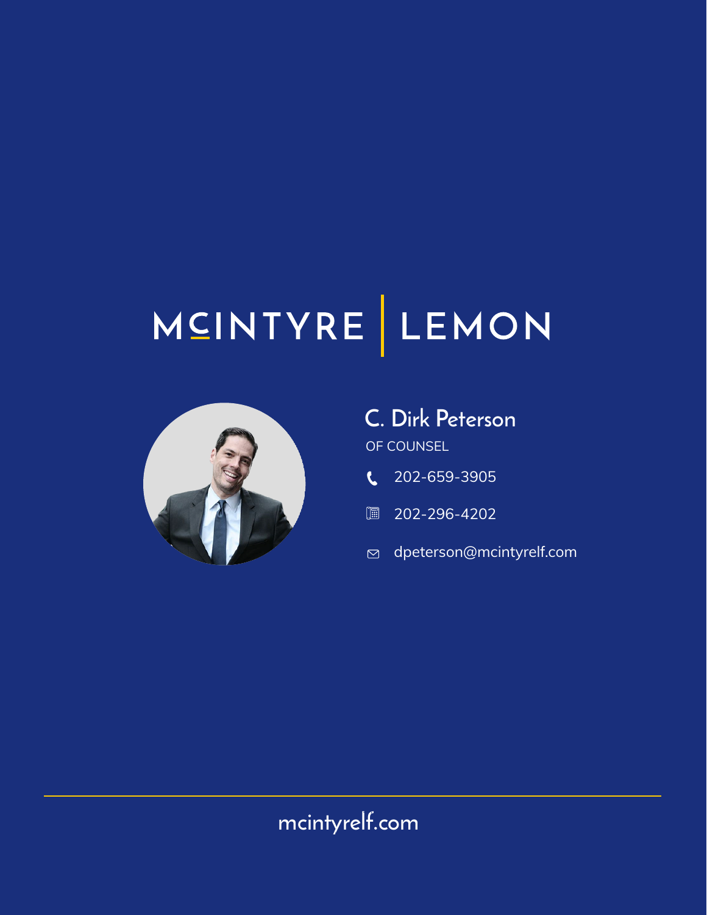# MCINTYRE | LEMON

## C. Dirk Peterson

OF COUNSEL

202-659-3905

202-296-4202

dpeterson@mcintyrelf.com

mcintyrelf.com